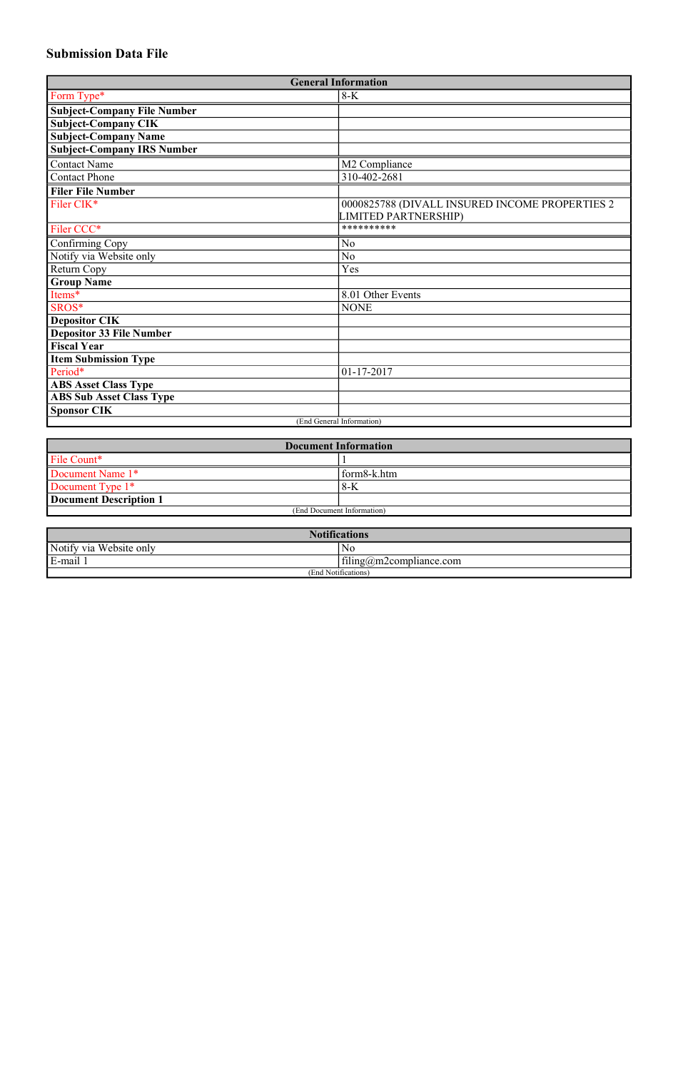# Submission Data File

| General Information | |
|---|---|
| Form Type* | 8-K |
| **Subject-Company File Number** | |
| **Subject-Company CIK** | |
| **Subject-Company Name** | |
| **Subject-Company IRS Number** | |
| Contact Name | M2 Compliance |
| Contact Phone | 310-402-2681 |
| **Filer File Number** | |
| Filer CIK* | 0000825788 (DIVALL INSURED INCOME PROPERTIES 2 LIMITED PARTNERSHIP) |
| Filer CCC* | ********** |
| Confirming Copy | No |
| Notify via Website only | No |
| Return Copy | Yes |
| **Group Name** | |
| Items* | 8.01 Other Events |
| SROS* | NONE |
| **Depositor CIK** | |
| **Depositor 33 File Number** | |
| **Fiscal Year** | |
| **Item Submission Type** | |
| Period* | 01-17-2017 |
| **ABS Asset Class Type** | |
| **ABS Sub Asset Class Type** | |
| **Sponsor CIK** | |
| (End General Information) | |

| Document Information | |
|---|---|
| File Count* | 1 |
| Document Name 1* | form8-k.htm |
| Document Type 1* | 8-K |
| **Document Description 1** | |
| (End Document Information) | |

| Notifications | |
|---|---|
| Notify via Website only | No |
| E-mail 1 | filing@m2compliance.com |
| (End Notifications) | |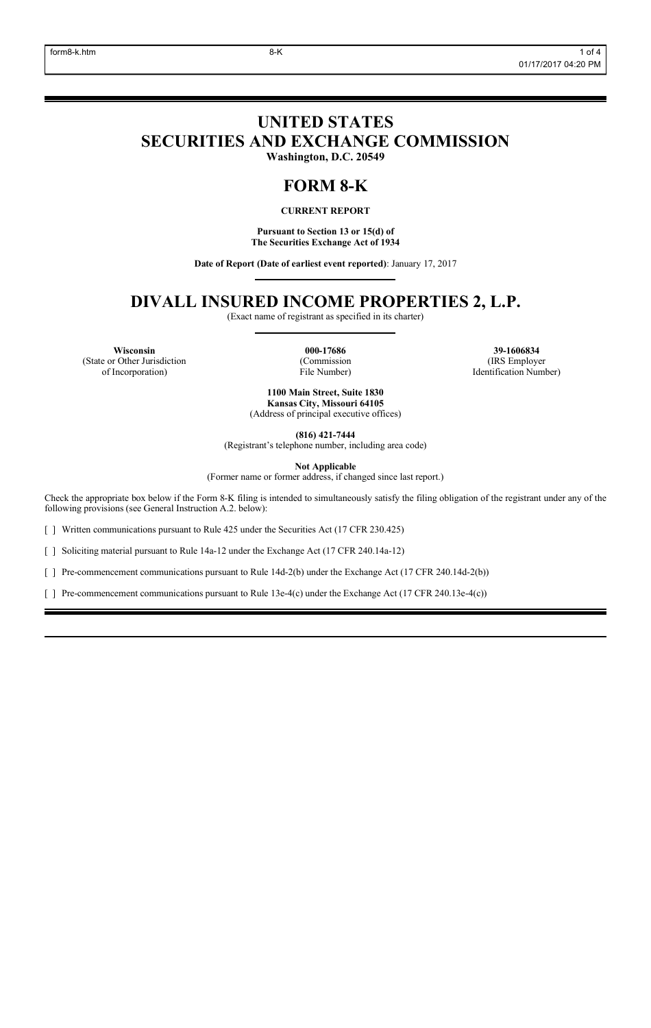# UNITED STATES
# SECURITIES AND EXCHANGE COMMISSION

**Washington, D.C. 20549**

# FORM 8-K

**CURRENT REPORT**

**Pursuant to Section 13 or 15(d) of**
**The Securities Exchange Act of 1934**

**Date of Report (Date of earliest event reported)**: January 17, 2017

# DIVALL INSURED INCOME PROPERTIES 2, L.P.

(Exact name of registrant as specified in its charter)

| | | |
|---|---|---|
| **Wisconsin** | **000-17686** | **39-1606834** |
| (State or Other Jurisdiction of Incorporation) | (Commission File Number) | (IRS Employer Identification Number) |

**1100 Main Street, Suite 1830**
**Kansas City, Missouri 64105**
(Address of principal executive offices)

**(816) 421-7444**
(Registrant's telephone number, including area code)

**Not Applicable**
(Former name or former address, if changed since last report.)

Check the appropriate box below if the Form 8-K filing is intended to simultaneously satisfy the filing obligation of the registrant under any of the following provisions (see General Instruction A.2. below):

[ ] Written communications pursuant to Rule 425 under the Securities Act (17 CFR 230.425)

[ ] Soliciting material pursuant to Rule 14a-12 under the Exchange Act (17 CFR 240.14a-12)

[ ] Pre-commencement communications pursuant to Rule 14d-2(b) under the Exchange Act (17 CFR 240.14d-2(b))

[ ] Pre-commencement communications pursuant to Rule 13e-4(c) under the Exchange Act (17 CFR 240.13e-4(c))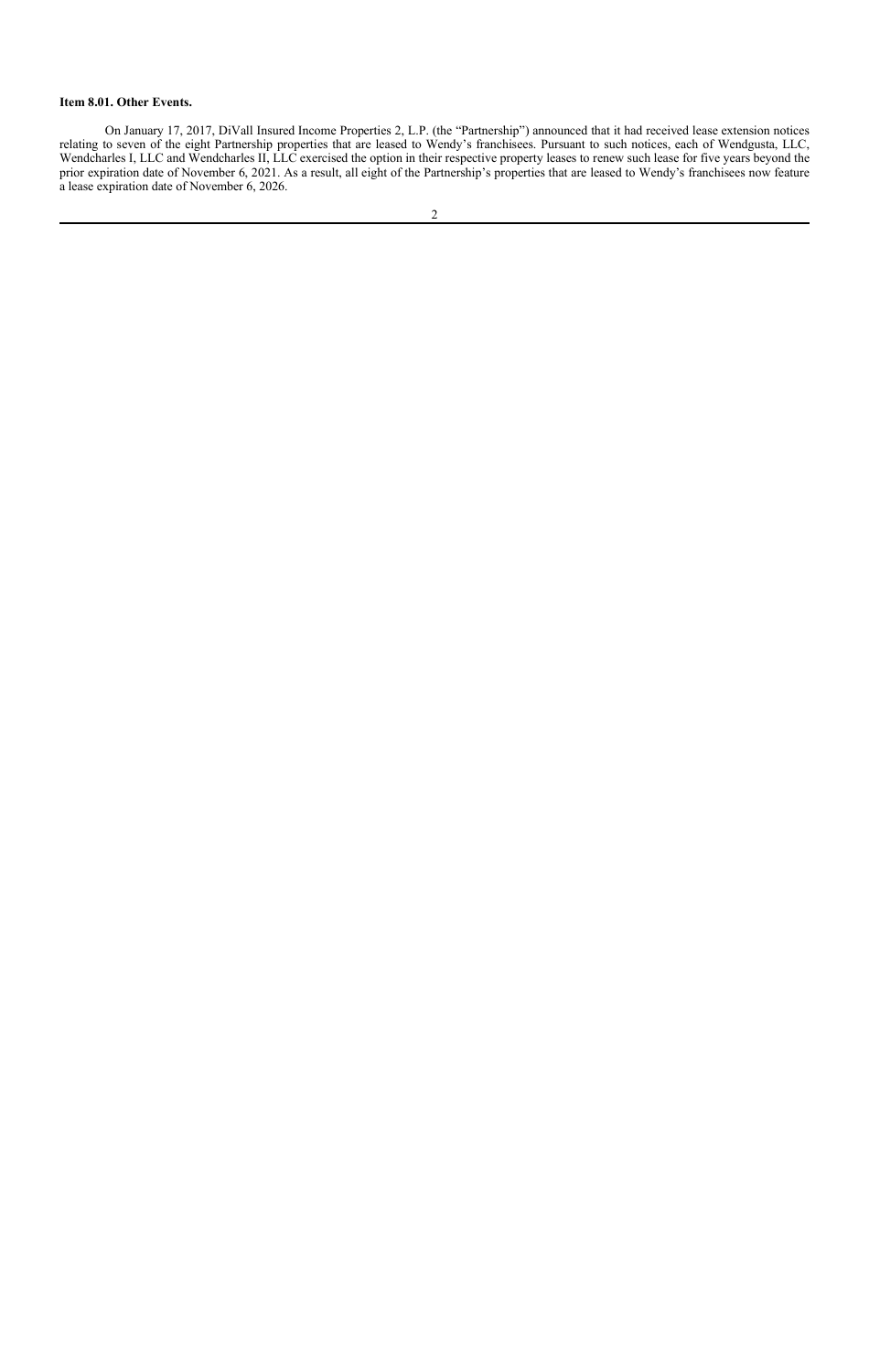**Item 8.01. Other Events.**

On January 17, 2017, DiVall Insured Income Properties 2, L.P. (the "Partnership") announced that it had received lease extension notices relating to seven of the eight Partnership properties that are leased to Wendy's franchisees. Pursuant to such notices, each of Wendgusta, LLC, Wendcharles I, LLC and Wendcharles II, LLC exercised the option in their respective property leases to renew such lease for five years beyond the prior expiration date of November 6, 2021. As a result, all eight of the Partnership's properties that are leased to Wendy's franchisees now feature a lease expiration date of November 6, 2026.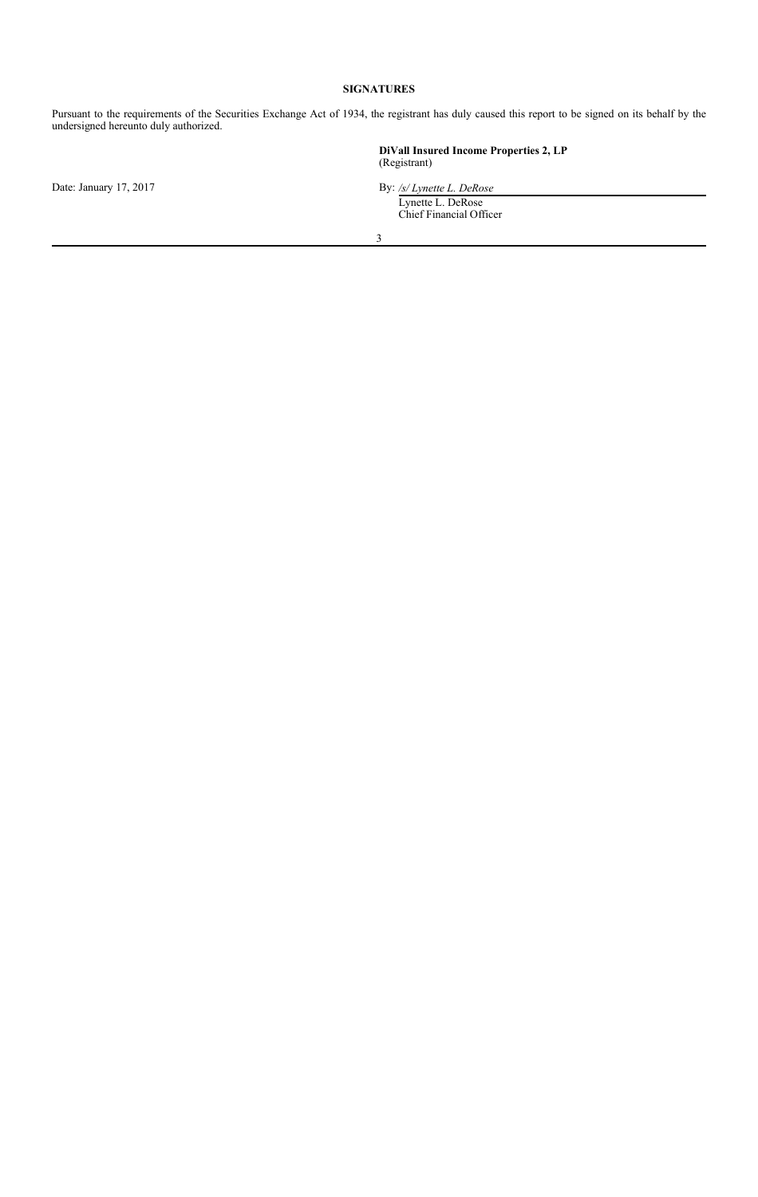**SIGNATURES**

Pursuant to the requirements of the Securities Exchange Act of 1934, the registrant has duly caused this report to be signed on its behalf by the undersigned hereunto duly authorized.

**DiVall Insured Income Properties 2, LP**
(Registrant)

Date: January 17, 2017

By: */s/ Lynette L. DeRose*
Lynette L. DeRose
Chief Financial Officer